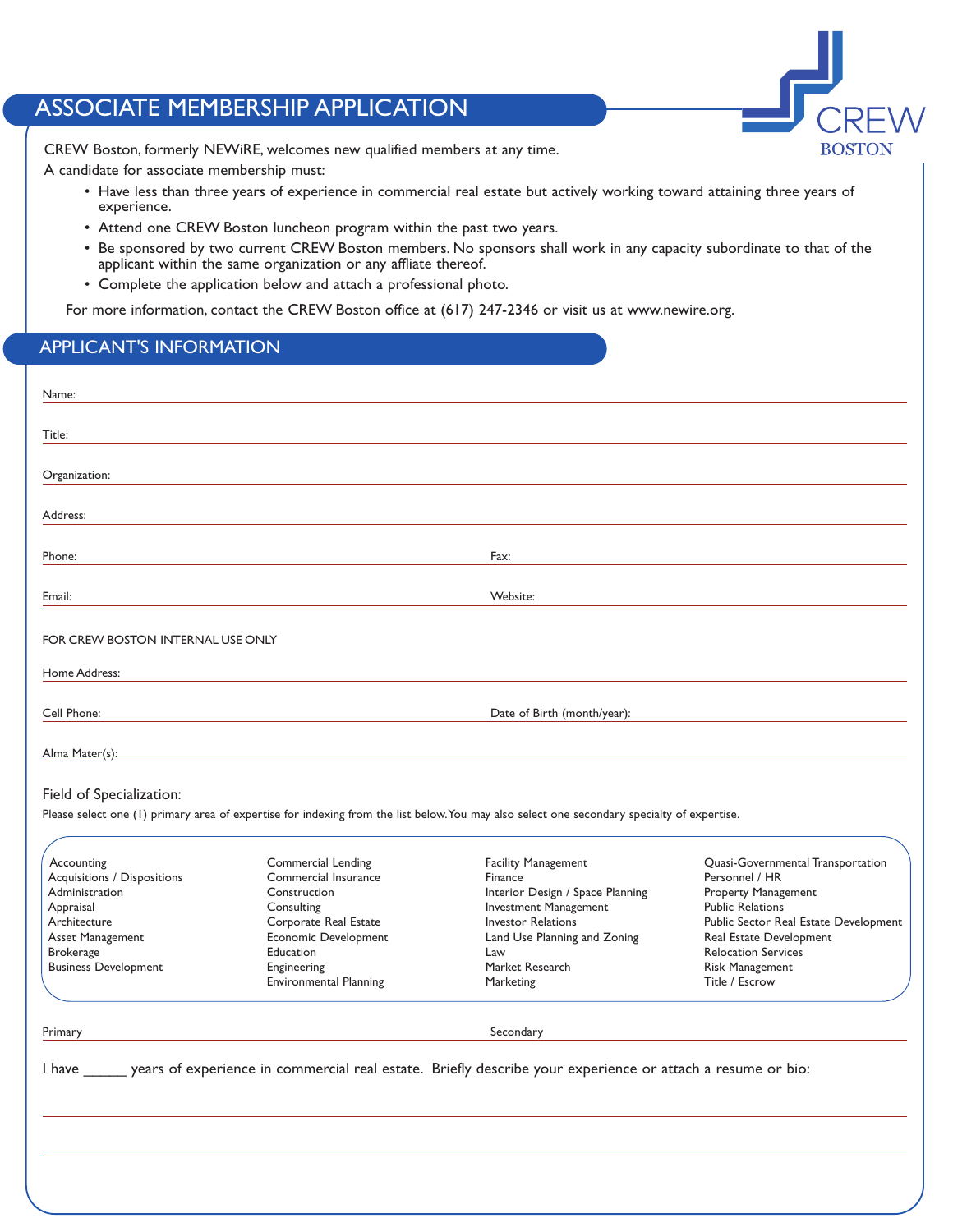# ASSOCIATE MEMBERSHIP APPLICATION

CREW BOSTON

CREW Boston, formerly NEWiRE, welcomes new qualified members at any time.

A candidate for associate membership must:

- Have less than three years of experience in commercial real estate but actively working toward attaining three years of experience.
- Attend one CREW Boston luncheon program within the past two years.
- Be sponsored by two current CREW Boston members. No sponsors shall work in any capacity subordinate to that of the applicant within the same organization or any affliate thereof.
- Complete the application below and attach a professional photo.

For more information, contact the CREW Boston office at (617) 247-2346 or visit us at www.newire.org.

## APPLICANT'S INFORMATION

Name: ______________________________

Title: ______________________________

Organization: ______________________________

Address: ______________________________

Phone: ______________________________ Fax: ______________________________

Email: ______________________________ Website: ______________________________

FOR CREW BOSTON INTERNAL USE ONLY

Home Address: ______________________________

Cell Phone: ______________________________ Date of Birth (month/year): ______________________________

Alma Mater(s): ______________________________

### Field of Specialization:

Please select one (1) primary area of expertise for indexing from the list below. You may also select one secondary specialty of expertise.

| | | | |
|---|---|---|---|
| Accounting | Commercial Lending | Facility Management | Quasi-Governmental Transportation |
| Acquisitions / Dispositions | Commercial Insurance | Finance | Personnel / HR |
| Administration | Construction | Interior Design / Space Planning | Property Management |
| Appraisal | Consulting | Investment Management | Public Relations |
| Architecture | Corporate Real Estate | Investor Relations | Public Sector Real Estate Development |
| Asset Management | Economic Development | Land Use Planning and Zoning | Real Estate Development |
| Brokerage | Education | Law | Relocation Services |
| Business Development | Engineering | Market Research | Risk Management |
| | Environmental Planning | Marketing | Title / Escrow |

Primary ______________________________ Secondary ______________________________

I have ______ years of experience in commercial real estate. Briefly describe your experience or attach a resume or bio:

______________________________

______________________________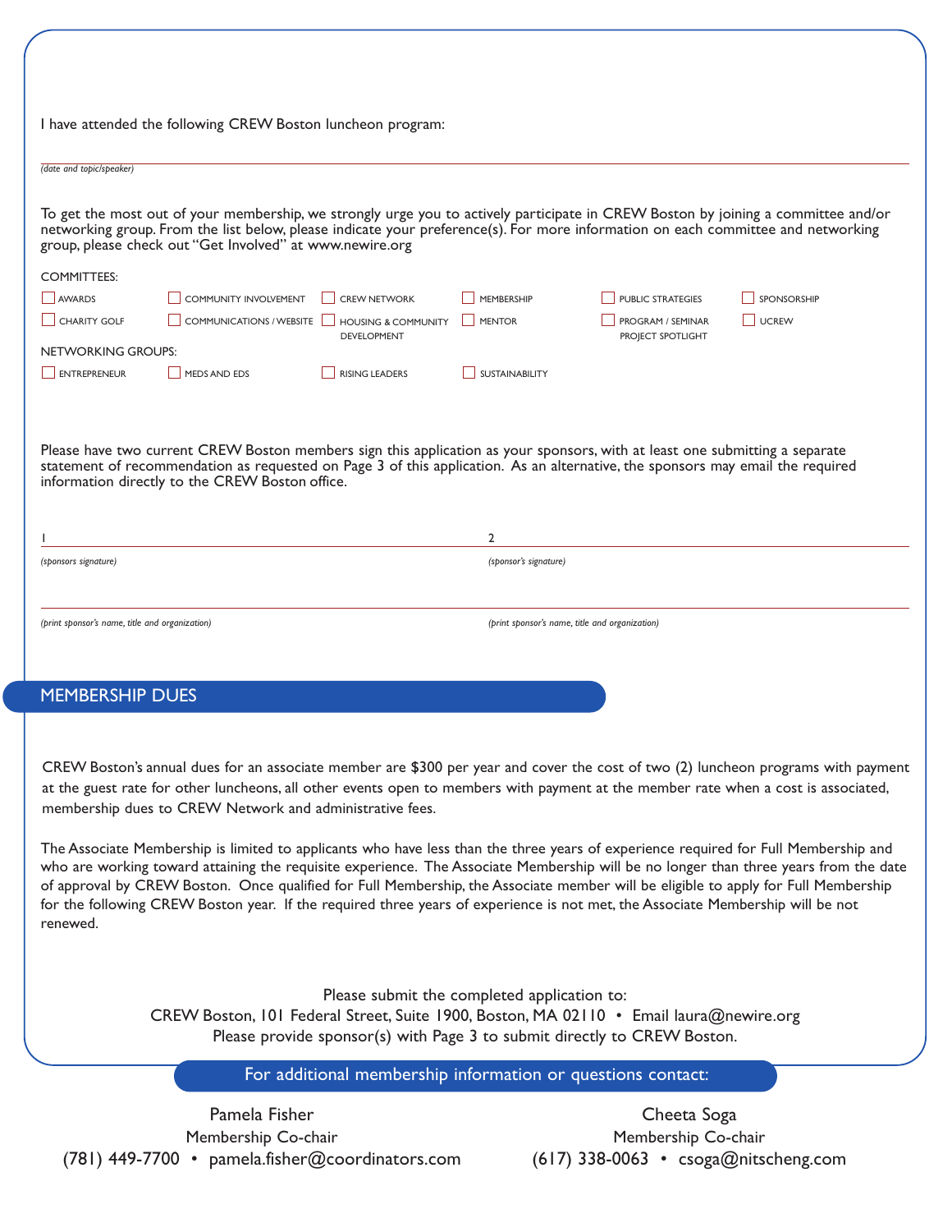I have attended the following CREW Boston luncheon program:

_______________________________________________________________________________

*(date and topic/speaker)*

To get the most out of your membership, we strongly urge you to actively participate in CREW Boston by joining a committee and/or networking group. From the list below, please indicate your preference(s). For more information on each committee and networking group, please check out "Get Involved" at www.newire.org

COMMITTEES:

- [ ] AWARDS
- [ ] COMMUNITY INVOLVEMENT
- [ ] CREW NETWORK
- [ ] MEMBERSHIP
- [ ] PUBLIC STRATEGIES
- [ ] SPONSORSHIP
- [ ] CHARITY GOLF
- [ ] COMMUNICATIONS / WEBSITE
- [ ] HOUSING & COMMUNITY DEVELOPMENT
- [ ] MENTOR
- [ ] PROGRAM / SEMINAR PROJECT SPOTLIGHT
- [ ] UCREW

NETWORKING GROUPS:

- [ ] ENTREPRENEUR
- [ ] MEDS AND EDS
- [ ] RISING LEADERS
- [ ] SUSTAINABILITY

Please have two current CREW Boston members sign this application as your sponsors, with at least one submitting a separate statement of recommendation as requested on Page 3 of this application. As an alternative, the sponsors may email the required information directly to the CREW Boston office.

1 ______________________________________ 2 ______________________________________

*(sponsors signature)* *(sponsor's signature)*

_______________________________________ _______________________________________

*(print sponsor's name, title and organization)* *(print sponsor's name, title and organization)*

## MEMBERSHIP DUES

CREW Boston's annual dues for an associate member are $300 per year and cover the cost of two (2) luncheon programs with payment at the guest rate for other luncheons, all other events open to members with payment at the member rate when a cost is associated, membership dues to CREW Network and administrative fees.

The Associate Membership is limited to applicants who have less than the three years of experience required for Full Membership and who are working toward attaining the requisite experience. The Associate Membership will be no longer than three years from the date of approval by CREW Boston. Once qualified for Full Membership, the Associate member will be eligible to apply for Full Membership for the following CREW Boston year. If the required three years of experience is not met, the Associate Membership will be not renewed.

Please submit the completed application to:
CREW Boston, 101 Federal Street, Suite 1900, Boston, MA 02110 • Email laura@newire.org
Please provide sponsor(s) with Page 3 to submit directly to CREW Boston.

**For additional membership information or questions contact:**

Pamela Fisher
Membership Co-chair
(781) 449-7700 • pamela.fisher@coordinators.com

Cheeta Soga
Membership Co-chair
(617) 338-0063 • csoga@nitscheng.com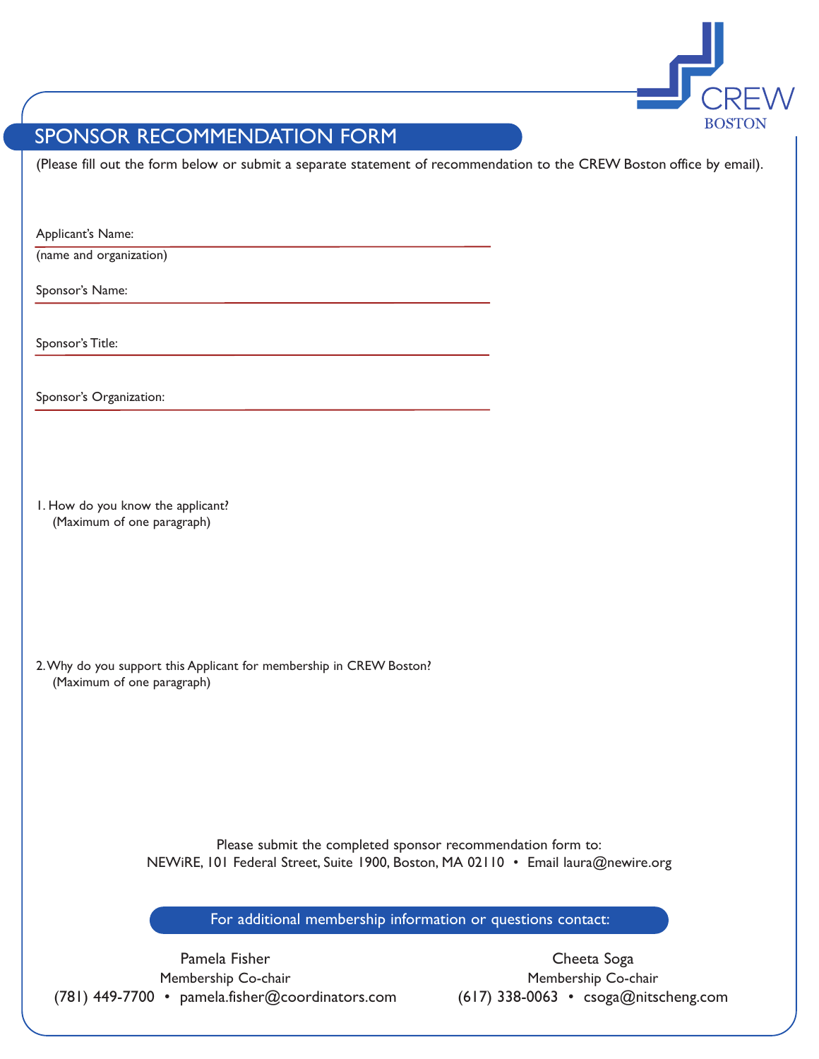CREW
BOSTON

# SPONSOR RECOMMENDATION FORM

(Please fill out the form below or submit a separate statement of recommendation to the CREW Boston office by email).

Applicant's Name: ______________________________
(name and organization)

Sponsor's Name: ______________________________

Sponsor's Title: ______________________________

Sponsor's Organization: ______________________________

1. How do you know the applicant?
   (Maximum of one paragraph)

2. Why do you support this Applicant for membership in CREW Boston?
   (Maximum of one paragraph)

Please submit the completed sponsor recommendation form to:
NEWiRE, 101 Federal Street, Suite 1900, Boston, MA 02110 • Email laura@newire.org

**For additional membership information or questions contact:**

Pamela Fisher
Membership Co-chair
(781) 449-7700 • pamela.fisher@coordinators.com

Cheeta Soga
Membership Co-chair
(617) 338-0063 • csoga@nitscheng.com